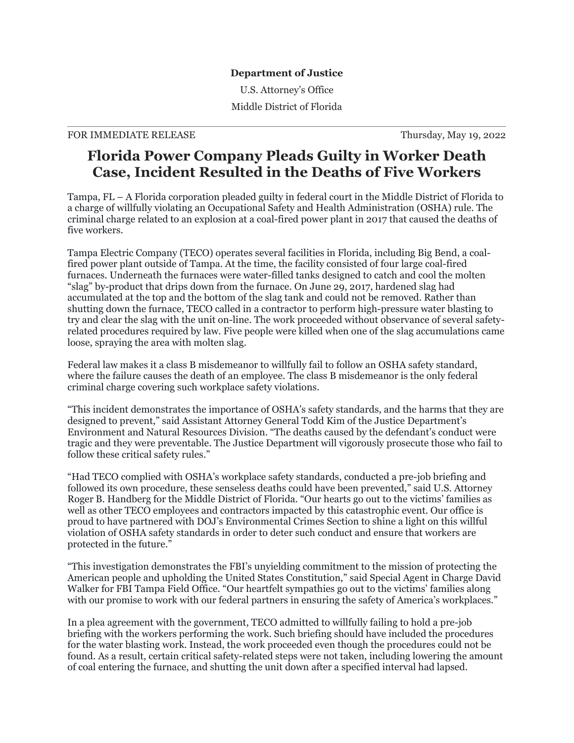**Department of Justice**

U.S. Attorney's Office

Middle District of Florida

FOR IMMEDIATE RELEASE Thursday, May 19, 2022

# Florida Power Company Pleads Guilty in Worker Death Case, Incident Resulted in the Deaths of Five Workers

Tampa, FL – A Florida corporation pleaded guilty in federal court in the Middle District of Florida to a charge of willfully violating an Occupational Safety and Health Administration (OSHA) rule. The criminal charge related to an explosion at a coal-fired power plant in 2017 that caused the deaths of five workers.

Tampa Electric Company (TECO) operates several facilities in Florida, including Big Bend, a coal-fired power plant outside of Tampa. At the time, the facility consisted of four large coal-fired furnaces. Underneath the furnaces were water-filled tanks designed to catch and cool the molten "slag" by-product that drips down from the furnace. On June 29, 2017, hardened slag had accumulated at the top and the bottom of the slag tank and could not be removed. Rather than shutting down the furnace, TECO called in a contractor to perform high-pressure water blasting to try and clear the slag with the unit on-line. The work proceeded without observance of several safety-related procedures required by law. Five people were killed when one of the slag accumulations came loose, spraying the area with molten slag.

Federal law makes it a class B misdemeanor to willfully fail to follow an OSHA safety standard, where the failure causes the death of an employee. The class B misdemeanor is the only federal criminal charge covering such workplace safety violations.

"This incident demonstrates the importance of OSHA's safety standards, and the harms that they are designed to prevent," said Assistant Attorney General Todd Kim of the Justice Department's Environment and Natural Resources Division. "The deaths caused by the defendant's conduct were tragic and they were preventable. The Justice Department will vigorously prosecute those who fail to follow these critical safety rules."

"Had TECO complied with OSHA's workplace safety standards, conducted a pre-job briefing and followed its own procedure, these senseless deaths could have been prevented," said U.S. Attorney Roger B. Handberg for the Middle District of Florida. "Our hearts go out to the victims' families as well as other TECO employees and contractors impacted by this catastrophic event. Our office is proud to have partnered with DOJ's Environmental Crimes Section to shine a light on this willful violation of OSHA safety standards in order to deter such conduct and ensure that workers are protected in the future."

"This investigation demonstrates the FBI's unyielding commitment to the mission of protecting the American people and upholding the United States Constitution," said Special Agent in Charge David Walker for FBI Tampa Field Office. "Our heartfelt sympathies go out to the victims' families along with our promise to work with our federal partners in ensuring the safety of America's workplaces."

In a plea agreement with the government, TECO admitted to willfully failing to hold a pre-job briefing with the workers performing the work. Such briefing should have included the procedures for the water blasting work. Instead, the work proceeded even though the procedures could not be found. As a result, certain critical safety-related steps were not taken, including lowering the amount of coal entering the furnace, and shutting the unit down after a specified interval had lapsed.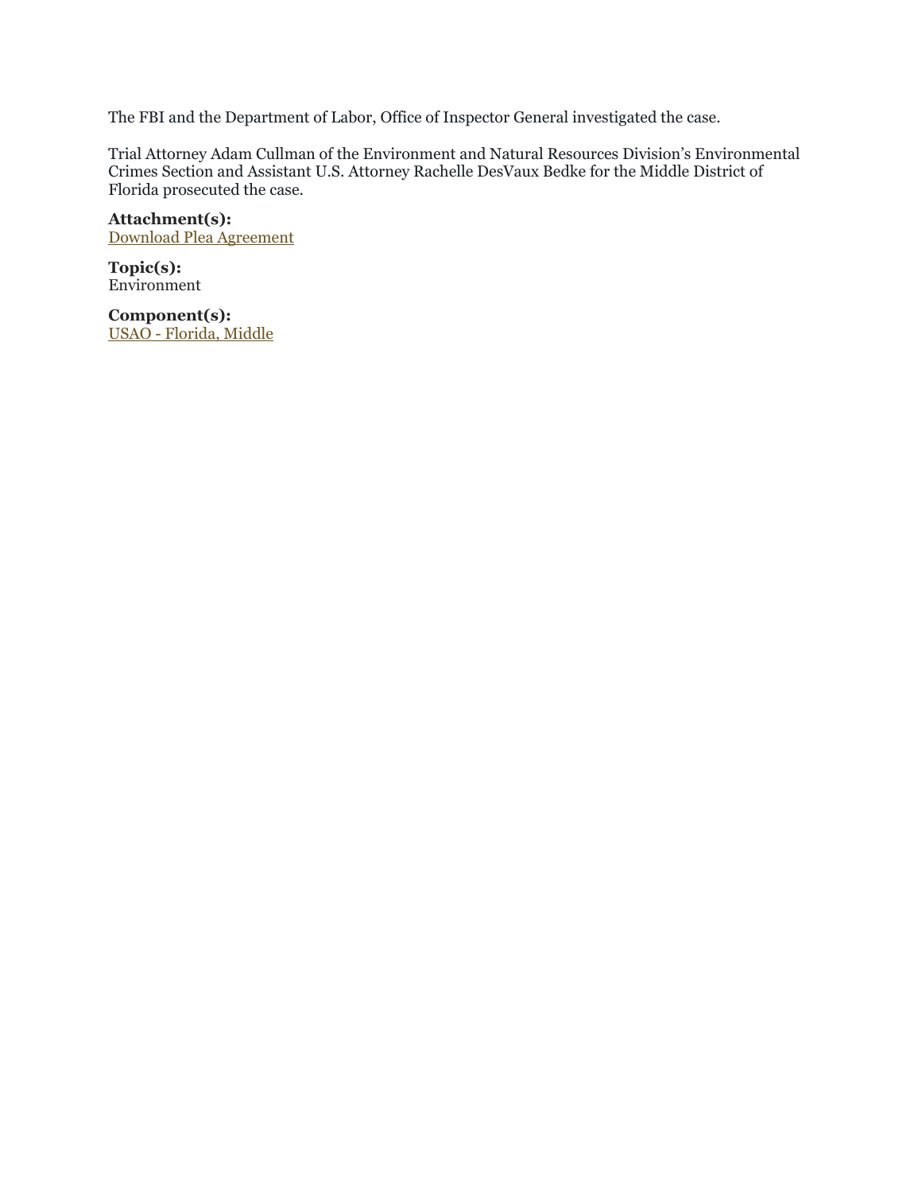The FBI and the Department of Labor, Office of Inspector General investigated the case.

Trial Attorney Adam Cullman of the Environment and Natural Resources Division's Environmental Crimes Section and Assistant U.S. Attorney Rachelle DesVaux Bedke for the Middle District of Florida prosecuted the case.

**Attachment(s):**
Download Plea Agreement

**Topic(s):**
Environment

**Component(s):**
USAO - Florida, Middle